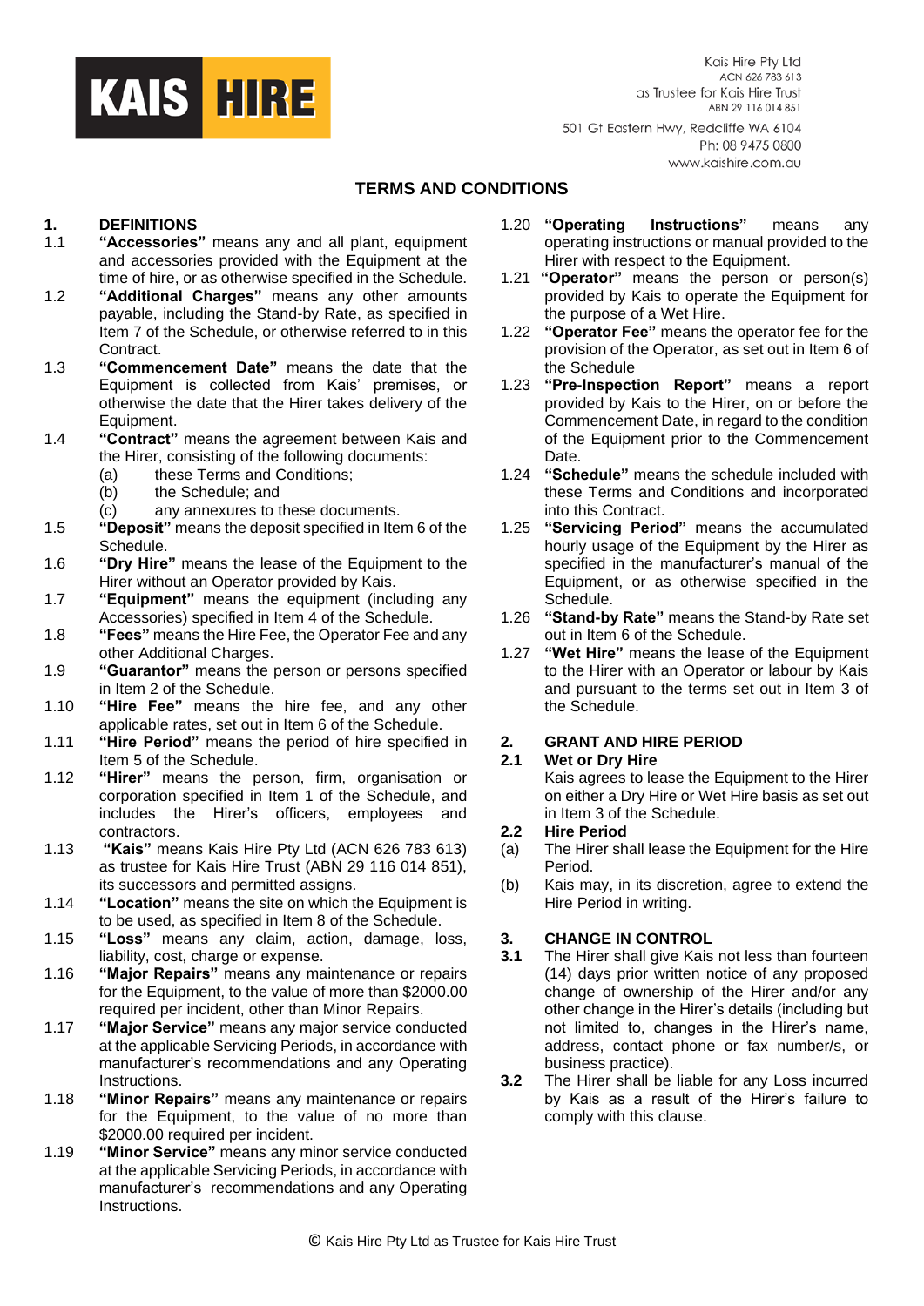Kais Hire Pty Ltd
ACN 626 783 613
as Trustee for Kais Hire Trust
ABN 29 116 014 851

501 Gt Eastern Hwy, Redcliffe WA 6104
Ph: 08 9475 0800
www.kaishire.com.au

# TERMS AND CONDITIONS

## 1. DEFINITIONS

1.1 **"Accessories"** means any and all plant, equipment and accessories provided with the Equipment at the time of hire, or as otherwise specified in the Schedule.

1.2 **"Additional Charges"** means any other amounts payable, including the Stand-by Rate, as specified in Item 7 of the Schedule, or otherwise referred to in this Contract.

1.3 **"Commencement Date"** means the date that the Equipment is collected from Kais' premises, or otherwise the date that the Hirer takes delivery of the Equipment.

1.4 **"Contract"** means the agreement between Kais and the Hirer, consisting of the following documents:
   (a) these Terms and Conditions;
   (b) the Schedule; and
   (c) any annexures to these documents.

1.5 **"Deposit"** means the deposit specified in Item 6 of the Schedule.

1.6 **"Dry Hire"** means the lease of the Equipment to the Hirer without an Operator provided by Kais.

1.7 **"Equipment"** means the equipment (including any Accessories) specified in Item 4 of the Schedule.

1.8 **"Fees"** means the Hire Fee, the Operator Fee and any other Additional Charges.

1.9 **"Guarantor"** means the person or persons specified in Item 2 of the Schedule.

1.10 **"Hire Fee"** means the hire fee, and any other applicable rates, set out in Item 6 of the Schedule.

1.11 **"Hire Period"** means the period of hire specified in Item 5 of the Schedule.

1.12 **"Hirer"** means the person, firm, organisation or corporation specified in Item 1 of the Schedule, and includes the Hirer's officers, employees and contractors.

1.13 **"Kais"** means Kais Hire Pty Ltd (ACN 626 783 613) as trustee for Kais Hire Trust (ABN 29 116 014 851), its successors and permitted assigns.

1.14 **"Location"** means the site on which the Equipment is to be used, as specified in Item 8 of the Schedule.

1.15 **"Loss"** means any claim, action, damage, loss, liability, cost, charge or expense.

1.16 **"Major Repairs"** means any maintenance or repairs for the Equipment, to the value of more than $2000.00 required per incident, other than Minor Repairs.

1.17 **"Major Service"** means any major service conducted at the applicable Servicing Periods, in accordance with manufacturer's recommendations and any Operating Instructions.

1.18 **"Minor Repairs"** means any maintenance or repairs for the Equipment, to the value of no more than $2000.00 required per incident.

1.19 **"Minor Service"** means any minor service conducted at the applicable Servicing Periods, in accordance with manufacturer's recommendations and any Operating Instructions.

1.20 **"Operating Instructions"** means any operating instructions or manual provided to the Hirer with respect to the Equipment.

1.21 **"Operator"** means the person or person(s) provided by Kais to operate the Equipment for the purpose of a Wet Hire.

1.22 **"Operator Fee"** means the operator fee for the provision of the Operator, as set out in Item 6 of the Schedule

1.23 **"Pre-Inspection Report"** means a report provided by Kais to the Hirer, on or before the Commencement Date, in regard to the condition of the Equipment prior to the Commencement Date.

1.24 **"Schedule"** means the schedule included with these Terms and Conditions and incorporated into this Contract.

1.25 **"Servicing Period"** means the accumulated hourly usage of the Equipment by the Hirer as specified in the manufacturer's manual of the Equipment, or as otherwise specified in the Schedule.

1.26 **"Stand-by Rate"** means the Stand-by Rate set out in Item 6 of the Schedule.

1.27 **"Wet Hire"** means the lease of the Equipment to the Hirer with an Operator or labour by Kais and pursuant to the terms set out in Item 3 of the Schedule.

## 2. GRANT AND HIRE PERIOD

**2.1 Wet or Dry Hire**

Kais agrees to lease the Equipment to the Hirer on either a Dry Hire or Wet Hire basis as set out in Item 3 of the Schedule.

**2.2 Hire Period**

(a) The Hirer shall lease the Equipment for the Hire Period.

(b) Kais may, in its discretion, agree to extend the Hire Period in writing.

## 3. CHANGE IN CONTROL

**3.1** The Hirer shall give Kais not less than fourteen (14) days prior written notice of any proposed change of ownership of the Hirer and/or any other change in the Hirer's details (including but not limited to, changes in the Hirer's name, address, contact phone or fax number/s, or business practice).

**3.2** The Hirer shall be liable for any Loss incurred by Kais as a result of the Hirer's failure to comply with this clause.

© Kais Hire Pty Ltd as Trustee for Kais Hire Trust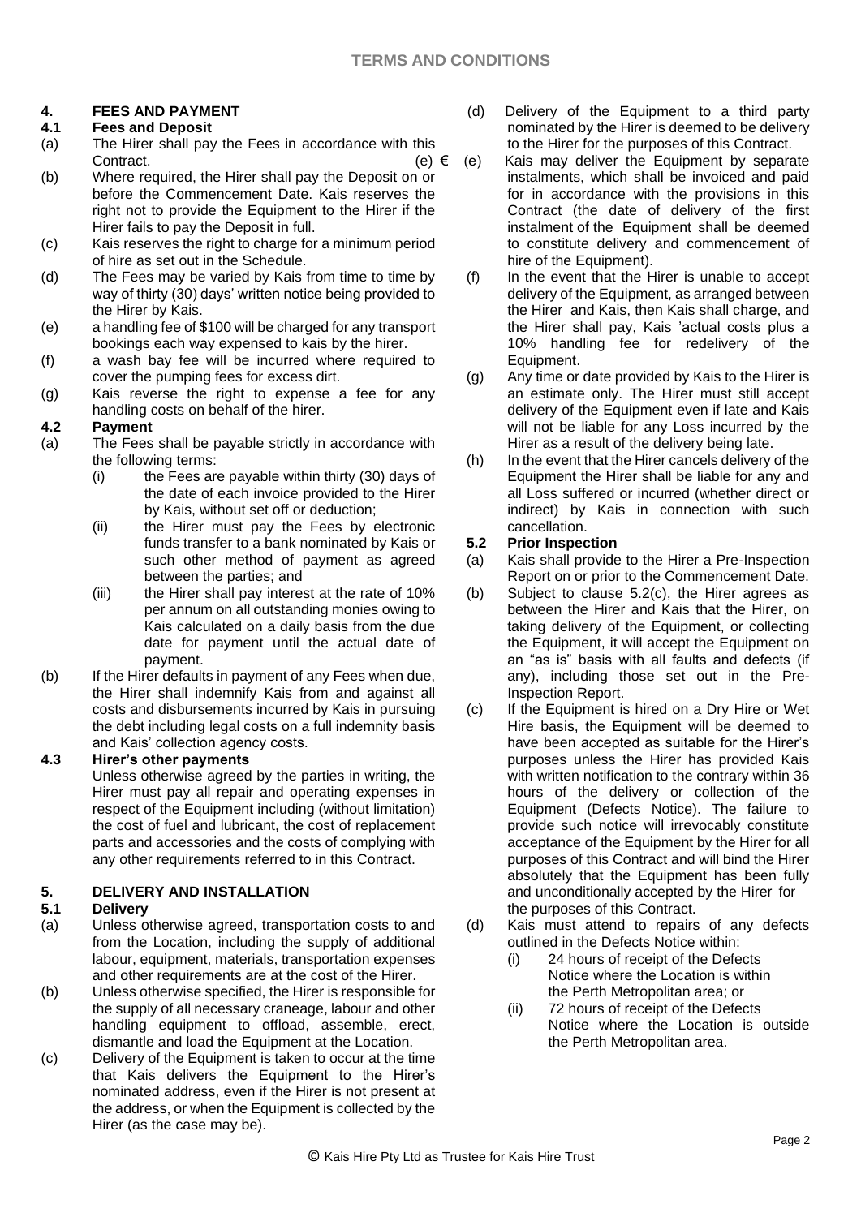## TERMS AND CONDITIONS

### 4. FEES AND PAYMENT

#### 4.1 Fees and Deposit

(a) The Hirer shall pay the Fees in accordance with this Contract. (e) €

(b) Where required, the Hirer shall pay the Deposit on or before the Commencement Date. Kais reserves the right not to provide the Equipment to the Hirer if the Hirer fails to pay the Deposit in full.

(c) Kais reserves the right to charge for a minimum period of hire as set out in the Schedule.

(d) The Fees may be varied by Kais from time to time by way of thirty (30) days' written notice being provided to the Hirer by Kais.

(e) a handling fee of $100 will be charged for any transport bookings each way expensed to kais by the hirer.

(f) a wash bay fee will be incurred where required to cover the pumping fees for excess dirt.

(g) Kais reverse the right to expense a fee for any handling costs on behalf of the hirer.

#### 4.2 Payment

(a) The Fees shall be payable strictly in accordance with the following terms:

(i) the Fees are payable within thirty (30) days of the date of each invoice provided to the Hirer by Kais, without set off or deduction;

(ii) the Hirer must pay the Fees by electronic funds transfer to a bank nominated by Kais or such other method of payment as agreed between the parties; and

(iii) the Hirer shall pay interest at the rate of 10% per annum on all outstanding monies owing to Kais calculated on a daily basis from the due date for payment until the actual date of payment.

(b) If the Hirer defaults in payment of any Fees when due, the Hirer shall indemnify Kais from and against all costs and disbursements incurred by Kais in pursuing the debt including legal costs on a full indemnity basis and Kais' collection agency costs.

#### 4.3 Hirer's other payments

Unless otherwise agreed by the parties in writing, the Hirer must pay all repair and operating expenses in respect of the Equipment including (without limitation) the cost of fuel and lubricant, the cost of replacement parts and accessories and the costs of complying with any other requirements referred to in this Contract.

### 5. DELIVERY AND INSTALLATION

#### 5.1 Delivery

(a) Unless otherwise agreed, transportation costs to and from the Location, including the supply of additional labour, equipment, materials, transportation expenses and other requirements are at the cost of the Hirer.

(b) Unless otherwise specified, the Hirer is responsible for the supply of all necessary craneage, labour and other handling equipment to offload, assemble, erect, dismantle and load the Equipment at the Location.

(c) Delivery of the Equipment is taken to occur at the time that Kais delivers the Equipment to the Hirer's nominated address, even if the Hirer is not present at the address, or when the Equipment is collected by the Hirer (as the case may be).

(d) Delivery of the Equipment to a third party nominated by the Hirer is deemed to be delivery to the Hirer for the purposes of this Contract.

(e) Kais may deliver the Equipment by separate instalments, which shall be invoiced and paid for in accordance with the provisions in this Contract (the date of delivery of the first instalment of the Equipment shall be deemed to constitute delivery and commencement of hire of the Equipment).

(f) In the event that the Hirer is unable to accept delivery of the Equipment, as arranged between the Hirer and Kais, then Kais shall charge, and the Hirer shall pay, Kais 'actual costs plus a 10% handling fee for redelivery of the Equipment.

(g) Any time or date provided by Kais to the Hirer is an estimate only. The Hirer must still accept delivery of the Equipment even if late and Kais will not be liable for any Loss incurred by the Hirer as a result of the delivery being late.

(h) In the event that the Hirer cancels delivery of the Equipment the Hirer shall be liable for any and all Loss suffered or incurred (whether direct or indirect) by Kais in connection with such cancellation.

#### 5.2 Prior Inspection

(a) Kais shall provide to the Hirer a Pre-Inspection Report on or prior to the Commencement Date.

(b) Subject to clause 5.2(c), the Hirer agrees as between the Hirer and Kais that the Hirer, on taking delivery of the Equipment, or collecting the Equipment, it will accept the Equipment on an "as is" basis with all faults and defects (if any), including those set out in the Pre-Inspection Report.

(c) If the Equipment is hired on a Dry Hire or Wet Hire basis, the Equipment will be deemed to have been accepted as suitable for the Hirer's purposes unless the Hirer has provided Kais with written notification to the contrary within 36 hours of the delivery or collection of the Equipment (Defects Notice). The failure to provide such notice will irrevocably constitute acceptance of the Equipment by the Hirer for all purposes of this Contract and will bind the Hirer absolutely that the Equipment has been fully and unconditionally accepted by the Hirer for the purposes of this Contract.

(d) Kais must attend to repairs of any defects outlined in the Defects Notice within:

(i) 24 hours of receipt of the Defects Notice where the Location is within the Perth Metropolitan area; or

(ii) 72 hours of receipt of the Defects Notice where the Location is outside the Perth Metropolitan area.

© Kais Hire Pty Ltd as Trustee for Kais Hire Trust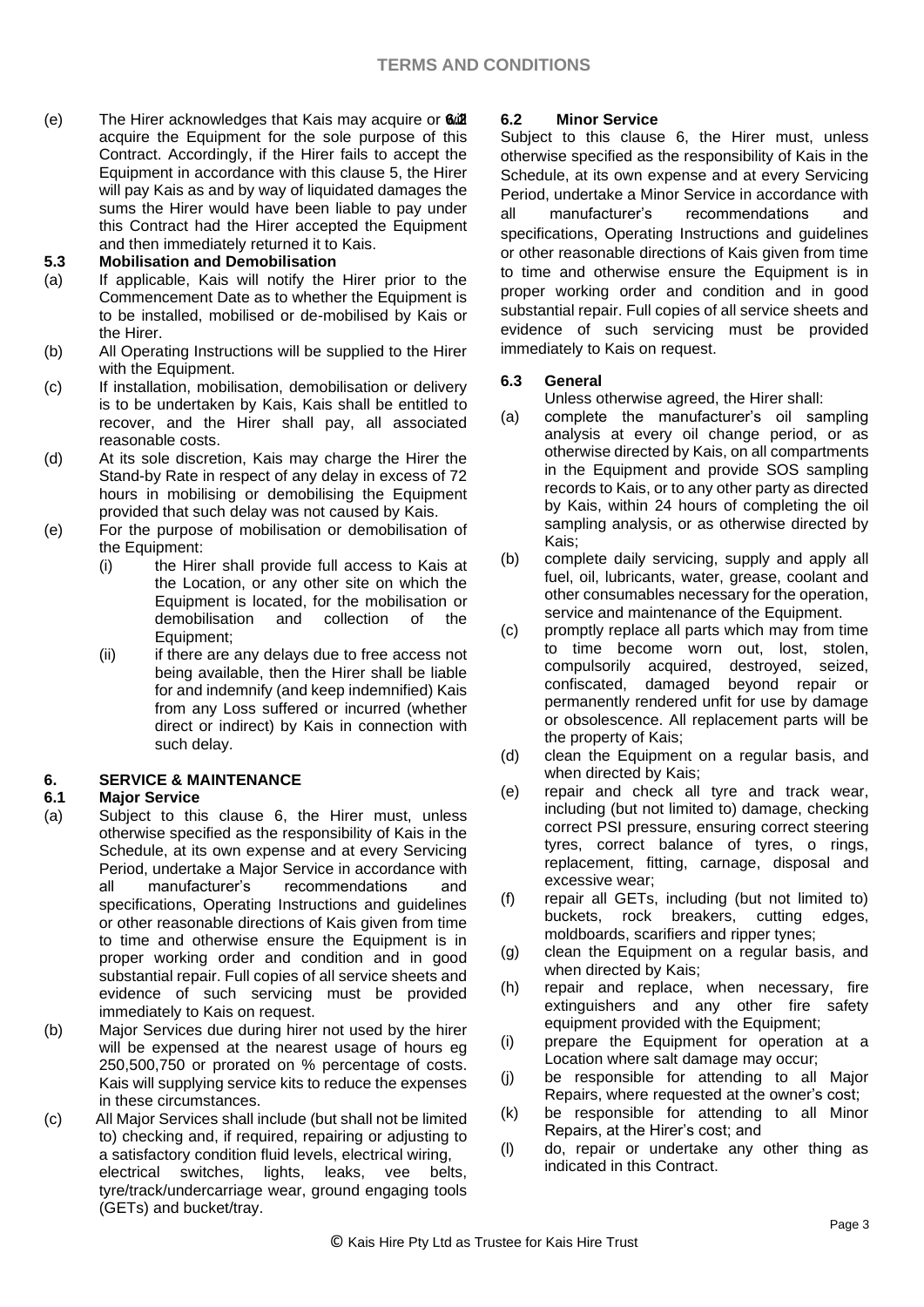# TERMS AND CONDITIONS

(e) The Hirer acknowledges that Kais may acquire or will acquire the Equipment for the sole purpose of this Contract. Accordingly, if the Hirer fails to accept the Equipment in accordance with this clause 5, the Hirer will pay Kais as and by way of liquidated damages the sums the Hirer would have been liable to pay under this Contract had the Hirer accepted the Equipment and then immediately returned it to Kais.

### 5.3 Mobilisation and Demobilisation

(a) If applicable, Kais will notify the Hirer prior to the Commencement Date as to whether the Equipment is to be installed, mobilised or de-mobilised by Kais or the Hirer.

(b) All Operating Instructions will be supplied to the Hirer with the Equipment.

(c) If installation, mobilisation, demobilisation or delivery is to be undertaken by Kais, Kais shall be entitled to recover, and the Hirer shall pay, all associated reasonable costs.

(d) At its sole discretion, Kais may charge the Hirer the Stand-by Rate in respect of any delay in excess of 72 hours in mobilising or demobilising the Equipment provided that such delay was not caused by Kais.

(e) For the purpose of mobilisation or demobilisation of the Equipment:

  (i) the Hirer shall provide full access to Kais at the Location, or any other site on which the Equipment is located, for the mobilisation or demobilisation and collection of the Equipment;

  (ii) if there are any delays due to free access not being available, then the Hirer shall be liable for and indemnify (and keep indemnified) Kais from any Loss suffered or incurred (whether direct or indirect) by Kais in connection with such delay.

## 6. SERVICE & MAINTENANCE

### 6.1 Major Service

(a) Subject to this clause 6, the Hirer must, unless otherwise specified as the responsibility of Kais in the Schedule, at its own expense and at every Servicing Period, undertake a Major Service in accordance with all manufacturer's recommendations and specifications, Operating Instructions and guidelines or other reasonable directions of Kais given from time to time and otherwise ensure the Equipment is in proper working order and condition and in good substantial repair. Full copies of all service sheets and evidence of such servicing must be provided immediately to Kais on request.

(b) Major Services due during hirer not used by the hirer will be expensed at the nearest usage of hours eg 250,500,750 or prorated on % percentage of costs. Kais will supplying service kits to reduce the expenses in these circumstances.

(c) All Major Services shall include (but shall not be limited to) checking and, if required, repairing or adjusting to a satisfactory condition fluid levels, electrical wiring, electrical switches, lights, leaks, vee belts, tyre/track/undercarriage wear, ground engaging tools (GETs) and bucket/tray.

### 6.2 Minor Service

Subject to this clause 6, the Hirer must, unless otherwise specified as the responsibility of Kais in the Schedule, at its own expense and at every Servicing Period, undertake a Minor Service in accordance with all manufacturer's recommendations and specifications, Operating Instructions and guidelines or other reasonable directions of Kais given from time to time and otherwise ensure the Equipment is in proper working order and condition and in good substantial repair. Full copies of all service sheets and evidence of such servicing must be provided immediately to Kais on request.

### 6.3 General

Unless otherwise agreed, the Hirer shall:

(a) complete the manufacturer's oil sampling analysis at every oil change period, or as otherwise directed by Kais, on all compartments in the Equipment and provide SOS sampling records to Kais, or to any other party as directed by Kais, within 24 hours of completing the oil sampling analysis, or as otherwise directed by Kais;

(b) complete daily servicing, supply and apply all fuel, oil, lubricants, water, grease, coolant and other consumables necessary for the operation, service and maintenance of the Equipment.

(c) promptly replace all parts which may from time to time become worn out, lost, stolen, compulsorily acquired, destroyed, seized, confiscated, damaged beyond repair or permanently rendered unfit for use by damage or obsolescence. All replacement parts will be the property of Kais;

(d) clean the Equipment on a regular basis, and when directed by Kais;

(e) repair and check all tyre and track wear, including (but not limited to) damage, checking correct PSI pressure, ensuring correct steering tyres, correct balance of tyres, o rings, replacement, fitting, carnage, disposal and excessive wear;

(f) repair all GETs, including (but not limited to) buckets, rock breakers, cutting edges, moldboards, scarifiers and ripper tynes;

(g) clean the Equipment on a regular basis, and when directed by Kais;

(h) repair and replace, when necessary, fire extinguishers and any other fire safety equipment provided with the Equipment;

(i) prepare the Equipment for operation at a Location where salt damage may occur;

(j) be responsible for attending to all Major Repairs, where requested at the owner's cost;

(k) be responsible for attending to all Minor Repairs, at the Hirer's cost; and

(l) do, repair or undertake any other thing as indicated in this Contract.

© Kais Hire Pty Ltd as Trustee for Kais Hire Trust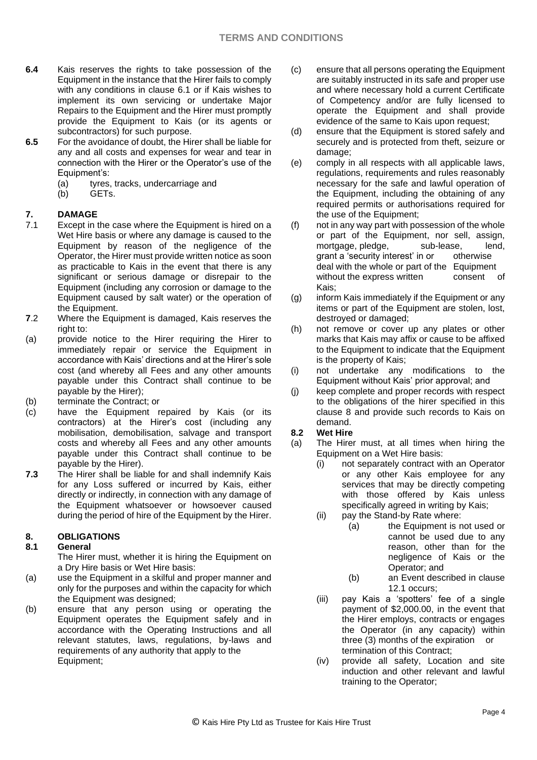## TERMS AND CONDITIONS

**6.4** Kais reserves the rights to take possession of the Equipment in the instance that the Hirer fails to comply with any conditions in clause 6.1 or if Kais wishes to implement its own servicing or undertake Major Repairs to the Equipment and the Hirer must promptly provide the Equipment to Kais (or its agents or subcontractors) for such purpose.

**6.5** For the avoidance of doubt, the Hirer shall be liable for any and all costs and expenses for wear and tear in connection with the Hirer or the Operator's use of the Equipment's:

- (a) tyres, tracks, undercarriage and
- (b) GETs.

### 7. DAMAGE

7.1 Except in the case where the Equipment is hired on a Wet Hire basis or where any damage is caused to the Equipment by reason of the negligence of the Operator, the Hirer must provide written notice as soon as practicable to Kais in the event that there is any significant or serious damage or disrepair to the Equipment (including any corrosion or damage to the Equipment caused by salt water) or the operation of the Equipment.

**7**.2 Where the Equipment is damaged, Kais reserves the right to:

(a) provide notice to the Hirer requiring the Hirer to immediately repair or service the Equipment in accordance with Kais' directions and at the Hirer's sole cost (and whereby all Fees and any other amounts payable under this Contract shall continue to be payable by the Hirer);

(b) terminate the Contract; or

(c) have the Equipment repaired by Kais (or its contractors) at the Hirer's cost (including any mobilisation, demobilisation, salvage and transport costs and whereby all Fees and any other amounts payable under this Contract shall continue to be payable by the Hirer).

**7.3** The Hirer shall be liable for and shall indemnify Kais for any Loss suffered or incurred by Kais, either directly or indirectly, in connection with any damage of the Equipment whatsoever or howsoever caused during the period of hire of the Equipment by the Hirer.

### 8. OBLIGATIONS

**8.1 General**

The Hirer must, whether it is hiring the Equipment on a Dry Hire basis or Wet Hire basis:

(a) use the Equipment in a skilful and proper manner and only for the purposes and within the capacity for which the Equipment was designed;

(b) ensure that any person using or operating the Equipment operates the Equipment safely and in accordance with the Operating Instructions and all relevant statutes, laws, regulations, by-laws and requirements of any authority that apply to the Equipment;

(c) ensure that all persons operating the Equipment are suitably instructed in its safe and proper use and where necessary hold a current Certificate of Competency and/or are fully licensed to operate the Equipment and shall provide evidence of the same to Kais upon request;

(d) ensure that the Equipment is stored safely and securely and is protected from theft, seizure or damage;

(e) comply in all respects with all applicable laws, regulations, requirements and rules reasonably necessary for the safe and lawful operation of the Equipment, including the obtaining of any required permits or authorisations required for the use of the Equipment;

(f) not in any way part with possession of the whole or part of the Equipment, nor sell, assign, mortgage, pledge, sub-lease, lend, grant a 'security interest' in or otherwise deal with the whole or part of the Equipment without the express written consent of Kais;

(g) inform Kais immediately if the Equipment or any items or part of the Equipment are stolen, lost, destroyed or damaged;

(h) not remove or cover up any plates or other marks that Kais may affix or cause to be affixed to the Equipment to indicate that the Equipment is the property of Kais;

(i) not undertake any modifications to the Equipment without Kais' prior approval; and

(j) keep complete and proper records with respect to the obligations of the hirer specified in this clause 8 and provide such records to Kais on demand.

**8.2 Wet Hire**

(a) The Hirer must, at all times when hiring the Equipment on a Wet Hire basis:

- (i) not separately contract with an Operator or any other Kais employee for any services that may be directly competing with those offered by Kais unless specifically agreed in writing by Kais;
- (ii) pay the Stand-by Rate where:
  - (a) the Equipment is not used or cannot be used due to any reason, other than for the negligence of Kais or the Operator; and
  - (b) an Event described in clause 12.1 occurs;
- (iii) pay Kais a 'spotters' fee of a single payment of $2,000.00, in the event that the Hirer employs, contracts or engages the Operator (in any capacity) within three (3) months of the expiration or termination of this Contract;
- (iv) provide all safety, Location and site induction and other relevant and lawful training to the Operator;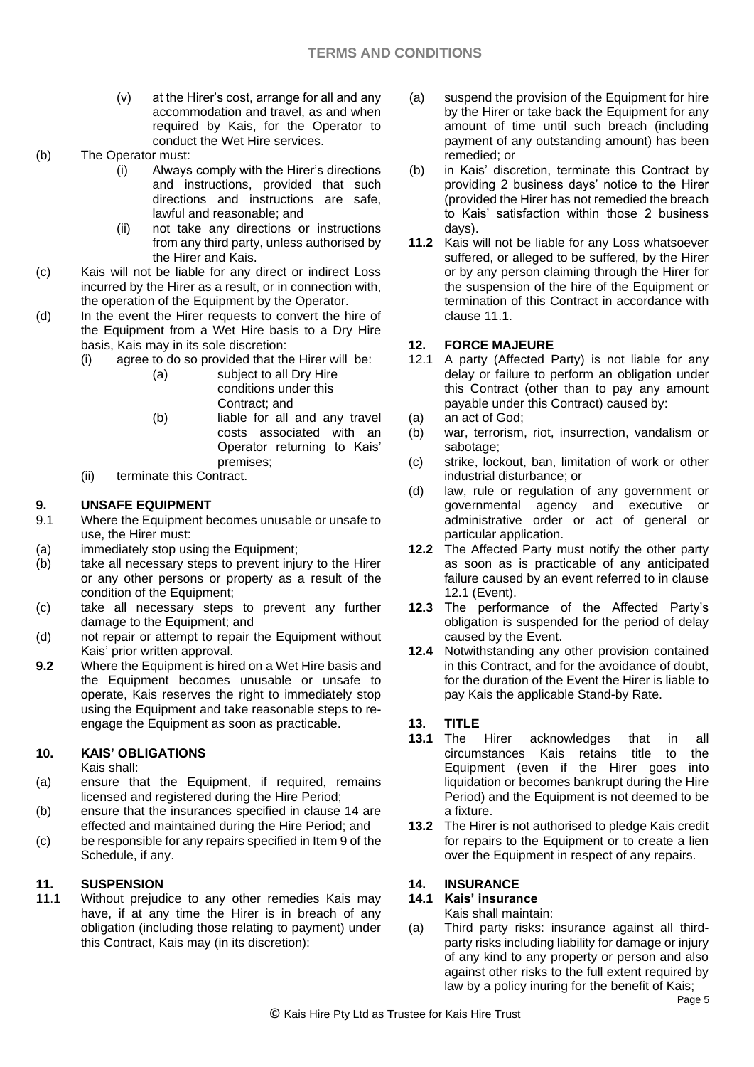- (v) at the Hirer's cost, arrange for all and any accommodation and travel, as and when required by Kais, for the Operator to conduct the Wet Hire services.

(b) The Operator must:

- (i) Always comply with the Hirer's directions and instructions, provided that such directions and instructions are safe, lawful and reasonable; and
- (ii) not take any directions or instructions from any third party, unless authorised by the Hirer and Kais.

(c) Kais will not be liable for any direct or indirect Loss incurred by the Hirer as a result, or in connection with, the operation of the Equipment by the Operator.

(d) In the event the Hirer requests to convert the hire of the Equipment from a Wet Hire basis to a Dry Hire basis, Kais may in its sole discretion:

- (i) agree to do so provided that the Hirer will be:
  - (a) subject to all Dry Hire conditions under this Contract; and
  - (b) liable for all and any travel costs associated with an Operator returning to Kais' premises;
- (ii) terminate this Contract.

## 9. UNSAFE EQUIPMENT

9.1 Where the Equipment becomes unusable or unsafe to use, the Hirer must:

(a) immediately stop using the Equipment;

(b) take all necessary steps to prevent injury to the Hirer or any other persons or property as a result of the condition of the Equipment;

(c) take all necessary steps to prevent any further damage to the Equipment; and

(d) not repair or attempt to repair the Equipment without Kais' prior written approval.

**9.2** Where the Equipment is hired on a Wet Hire basis and the Equipment becomes unusable or unsafe to operate, Kais reserves the right to immediately stop using the Equipment and take reasonable steps to re-engage the Equipment as soon as practicable.

## 10. KAIS' OBLIGATIONS

Kais shall:

(a) ensure that the Equipment, if required, remains licensed and registered during the Hire Period;

(b) ensure that the insurances specified in clause 14 are effected and maintained during the Hire Period; and

(c) be responsible for any repairs specified in Item 9 of the Schedule, if any.

## 11. SUSPENSION

11.1 Without prejudice to any other remedies Kais may have, if at any time the Hirer is in breach of any obligation (including those relating to payment) under this Contract, Kais may (in its discretion):

(a) suspend the provision of the Equipment for hire by the Hirer or take back the Equipment for any amount of time until such breach (including payment of any outstanding amount) has been remedied; or

(b) in Kais' discretion, terminate this Contract by providing 2 business days' notice to the Hirer (provided the Hirer has not remedied the breach to Kais' satisfaction within those 2 business days).

**11.2** Kais will not be liable for any Loss whatsoever suffered, or alleged to be suffered, by the Hirer or by any person claiming through the Hirer for the suspension of the hire of the Equipment or termination of this Contract in accordance with clause 11.1.

## 12. FORCE MAJEURE

12.1 A party (Affected Party) is not liable for any delay or failure to perform an obligation under this Contract (other than to pay any amount payable under this Contract) caused by:

(a) an act of God;

(b) war, terrorism, riot, insurrection, vandalism or sabotage;

(c) strike, lockout, ban, limitation of work or other industrial disturbance; or

(d) law, rule or regulation of any government or governmental agency and executive or administrative order or act of general or particular application.

**12.2** The Affected Party must notify the other party as soon as is practicable of any anticipated failure caused by an event referred to in clause 12.1 (Event).

**12.3** The performance of the Affected Party's obligation is suspended for the period of delay caused by the Event.

**12.4** Notwithstanding any other provision contained in this Contract, and for the avoidance of doubt, for the duration of the Event the Hirer is liable to pay Kais the applicable Stand-by Rate.

## 13. TITLE

**13.1** The Hirer acknowledges that in all circumstances Kais retains title to the Equipment (even if the Hirer goes into liquidation or becomes bankrupt during the Hire Period) and the Equipment is not deemed to be a fixture.

**13.2** The Hirer is not authorised to pledge Kais credit for repairs to the Equipment or to create a lien over the Equipment in respect of any repairs.

## 14. INSURANCE

### 14.1 Kais' insurance

Kais shall maintain:

(a) Third party risks: insurance against all third-party risks including liability for damage or injury of any kind to any property or person and also against other risks to the full extent required by law by a policy inuring for the benefit of Kais;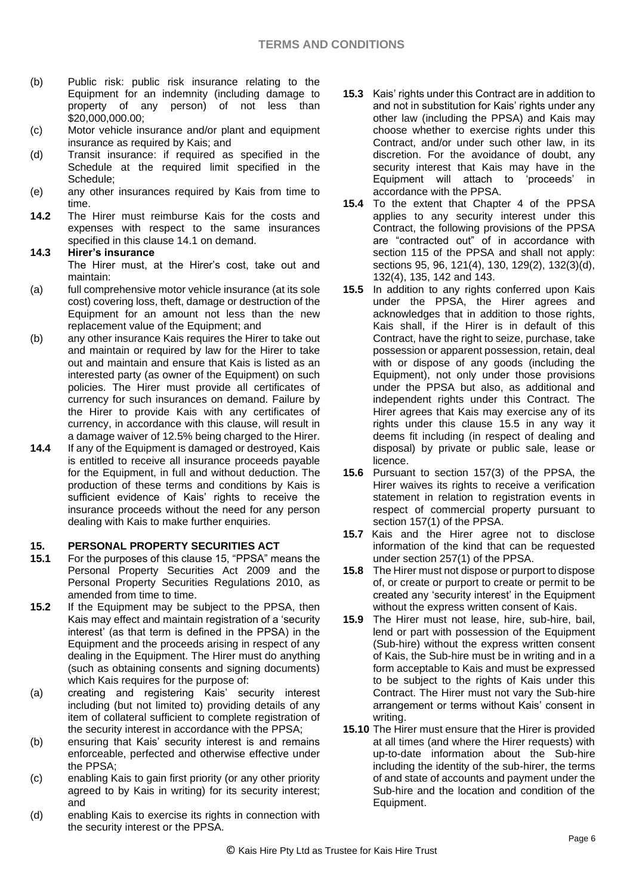(b) Public risk: public risk insurance relating to the Equipment for an indemnity (including damage to property of any person) of not less than $20,000,000.00;

(c) Motor vehicle insurance and/or plant and equipment insurance as required by Kais; and

(d) Transit insurance: if required as specified in the Schedule at the required limit specified in the Schedule;

(e) any other insurances required by Kais from time to time.

**14.2** The Hirer must reimburse Kais for the costs and expenses with respect to the same insurances specified in this clause 14.1 on demand.

**14.3** **Hirer's insurance**

The Hirer must, at the Hirer's cost, take out and maintain:

(a) full comprehensive motor vehicle insurance (at its sole cost) covering loss, theft, damage or destruction of the Equipment for an amount not less than the new replacement value of the Equipment; and

(b) any other insurance Kais requires the Hirer to take out and maintain or required by law for the Hirer to take out and maintain and ensure that Kais is listed as an interested party (as owner of the Equipment) on such policies. The Hirer must provide all certificates of currency for such insurances on demand. Failure by the Hirer to provide Kais with any certificates of currency, in accordance with this clause, will result in a damage waiver of 12.5% being charged to the Hirer.

**14.4** If any of the Equipment is damaged or destroyed, Kais is entitled to receive all insurance proceeds payable for the Equipment, in full and without deduction. The production of these terms and conditions by Kais is sufficient evidence of Kais' rights to receive the insurance proceeds without the need for any person dealing with Kais to make further enquiries.

## 15. PERSONAL PROPERTY SECURITIES ACT

**15.1** For the purposes of this clause 15, "PPSA" means the Personal Property Securities Act 2009 and the Personal Property Securities Regulations 2010, as amended from time to time.

**15.2** If the Equipment may be subject to the PPSA, then Kais may effect and maintain registration of a 'security interest' (as that term is defined in the PPSA) in the Equipment and the proceeds arising in respect of any dealing in the Equipment. The Hirer must do anything (such as obtaining consents and signing documents) which Kais requires for the purpose of:

(a) creating and registering Kais' security interest including (but not limited to) providing details of any item of collateral sufficient to complete registration of the security interest in accordance with the PPSA;

(b) ensuring that Kais' security interest is and remains enforceable, perfected and otherwise effective under the PPSA;

(c) enabling Kais to gain first priority (or any other priority agreed to by Kais in writing) for its security interest; and

(d) enabling Kais to exercise its rights in connection with the security interest or the PPSA.

**15.3** Kais' rights under this Contract are in addition to and not in substitution for Kais' rights under any other law (including the PPSA) and Kais may choose whether to exercise rights under this Contract, and/or under such other law, in its discretion. For the avoidance of doubt, any security interest that Kais may have in the Equipment will attach to 'proceeds' in accordance with the PPSA.

**15.4** To the extent that Chapter 4 of the PPSA applies to any security interest under this Contract, the following provisions of the PPSA are "contracted out" of in accordance with section 115 of the PPSA and shall not apply: sections 95, 96, 121(4), 130, 129(2), 132(3)(d), 132(4), 135, 142 and 143.

**15.5** In addition to any rights conferred upon Kais under the PPSA, the Hirer agrees and acknowledges that in addition to those rights, Kais shall, if the Hirer is in default of this Contract, have the right to seize, purchase, take possession or apparent possession, retain, deal with or dispose of any goods (including the Equipment), not only under those provisions under the PPSA but also, as additional and independent rights under this Contract. The Hirer agrees that Kais may exercise any of its rights under this clause 15.5 in any way it deems fit including (in respect of dealing and disposal) by private or public sale, lease or licence.

**15.6** Pursuant to section 157(3) of the PPSA, the Hirer waives its rights to receive a verification statement in relation to registration events in respect of commercial property pursuant to section 157(1) of the PPSA.

**15.7** Kais and the Hirer agree not to disclose information of the kind that can be requested under section 257(1) of the PPSA.

**15.8** The Hirer must not dispose or purport to dispose of, or create or purport to create or permit to be created any 'security interest' in the Equipment without the express written consent of Kais.

**15.9** The Hirer must not lease, hire, sub-hire, bail, lend or part with possession of the Equipment (Sub-hire) without the express written consent of Kais, the Sub-hire must be in writing and in a form acceptable to Kais and must be expressed to be subject to the rights of Kais under this Contract. The Hirer must not vary the Sub-hire arrangement or terms without Kais' consent in writing.

**15.10** The Hirer must ensure that the Hirer is provided at all times (and where the Hirer requests) with up-to-date information about the Sub-hire including the identity of the sub-hirer, the terms of and state of accounts and payment under the Sub-hire and the location and condition of the Equipment.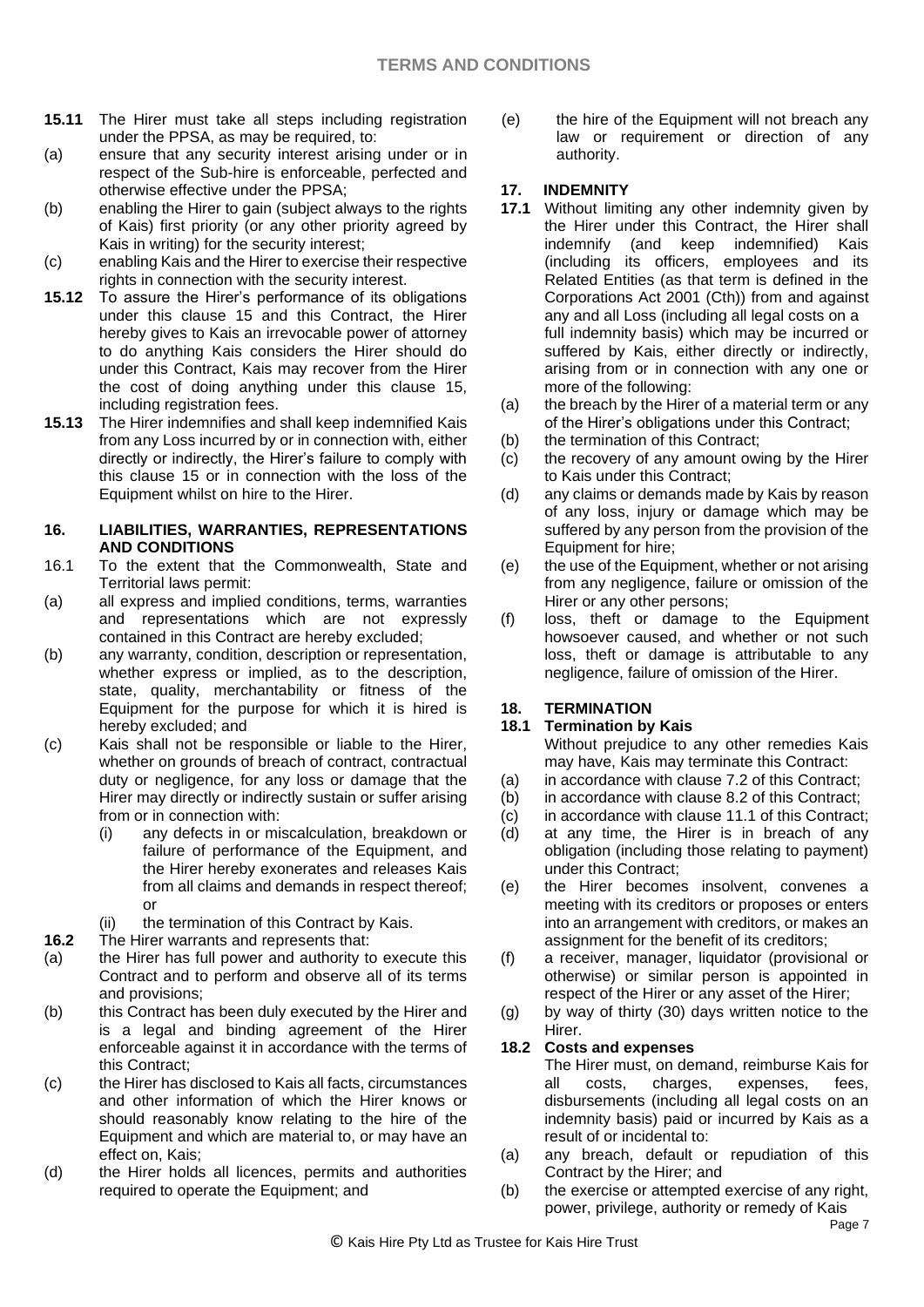**15.11** The Hirer must take all steps including registration under the PPSA, as may be required, to:

(a) ensure that any security interest arising under or in respect of the Sub-hire is enforceable, perfected and otherwise effective under the PPSA;

(b) enabling the Hirer to gain (subject always to the rights of Kais) first priority (or any other priority agreed by Kais in writing) for the security interest;

(c) enabling Kais and the Hirer to exercise their respective rights in connection with the security interest.

**15.12** To assure the Hirer's performance of its obligations under this clause 15 and this Contract, the Hirer hereby gives to Kais an irrevocable power of attorney to do anything Kais considers the Hirer should do under this Contract, Kais may recover from the Hirer the cost of doing anything under this clause 15, including registration fees.

**15.13** The Hirer indemnifies and shall keep indemnified Kais from any Loss incurred by or in connection with, either directly or indirectly, the Hirer's failure to comply with this clause 15 or in connection with the loss of the Equipment whilst on hire to the Hirer.

## 16. LIABILITIES, WARRANTIES, REPRESENTATIONS AND CONDITIONS

16.1 To the extent that the Commonwealth, State and Territorial laws permit:

(a) all express and implied conditions, terms, warranties and representations which are not expressly contained in this Contract are hereby excluded;

(b) any warranty, condition, description or representation, whether express or implied, as to the description, state, quality, merchantability or fitness of the Equipment for the purpose for which it is hired is hereby excluded; and

(c) Kais shall not be responsible or liable to the Hirer, whether on grounds of breach of contract, contractual duty or negligence, for any loss or damage that the Hirer may directly or indirectly sustain or suffer arising from or in connection with:

  (i) any defects in or miscalculation, breakdown or failure of performance of the Equipment, and the Hirer hereby exonerates and releases Kais from all claims and demands in respect thereof; or

  (ii) the termination of this Contract by Kais.

**16.2** The Hirer warrants and represents that:

(a) the Hirer has full power and authority to execute this Contract and to perform and observe all of its terms and provisions;

(b) this Contract has been duly executed by the Hirer and is a legal and binding agreement of the Hirer enforceable against it in accordance with the terms of this Contract;

(c) the Hirer has disclosed to Kais all facts, circumstances and other information of which the Hirer knows or should reasonably know relating to the hire of the Equipment and which are material to, or may have an effect on, Kais;

(d) the Hirer holds all licences, permits and authorities required to operate the Equipment; and

(e) the hire of the Equipment will not breach any law or requirement or direction of any authority.

## 17. INDEMNITY

**17.1** Without limiting any other indemnity given by the Hirer under this Contract, the Hirer shall indemnify (and keep indemnified) Kais (including its officers, employees and its Related Entities (as that term is defined in the Corporations Act 2001 (Cth)) from and against any and all Loss (including all legal costs on a full indemnity basis) which may be incurred or suffered by Kais, either directly or indirectly, arising from or in connection with any one or more of the following:

(a) the breach by the Hirer of a material term or any of the Hirer's obligations under this Contract;

(b) the termination of this Contract;

(c) the recovery of any amount owing by the Hirer to Kais under this Contract;

(d) any claims or demands made by Kais by reason of any loss, injury or damage which may be suffered by any person from the provision of the Equipment for hire;

(e) the use of the Equipment, whether or not arising from any negligence, failure or omission of the Hirer or any other persons;

(f) loss, theft or damage to the Equipment howsoever caused, and whether or not such loss, theft or damage is attributable to any negligence, failure of omission of the Hirer.

## 18. TERMINATION

### 18.1 Termination by Kais

Without prejudice to any other remedies Kais may have, Kais may terminate this Contract:

(a) in accordance with clause 7.2 of this Contract;

(b) in accordance with clause 8.2 of this Contract;

(c) in accordance with clause 11.1 of this Contract;

(d) at any time, the Hirer is in breach of any obligation (including those relating to payment) under this Contract;

(e) the Hirer becomes insolvent, convenes a meeting with its creditors or proposes or enters into an arrangement with creditors, or makes an assignment for the benefit of its creditors;

(f) a receiver, manager, liquidator (provisional or otherwise) or similar person is appointed in respect of the Hirer or any asset of the Hirer;

(g) by way of thirty (30) days written notice to the Hirer.

### 18.2 Costs and expenses

The Hirer must, on demand, reimburse Kais for all costs, charges, expenses, fees, disbursements (including all legal costs on an indemnity basis) paid or incurred by Kais as a result of or incidental to:

(a) any breach, default or repudiation of this Contract by the Hirer; and

(b) the exercise or attempted exercise of any right, power, privilege, authority or remedy of Kais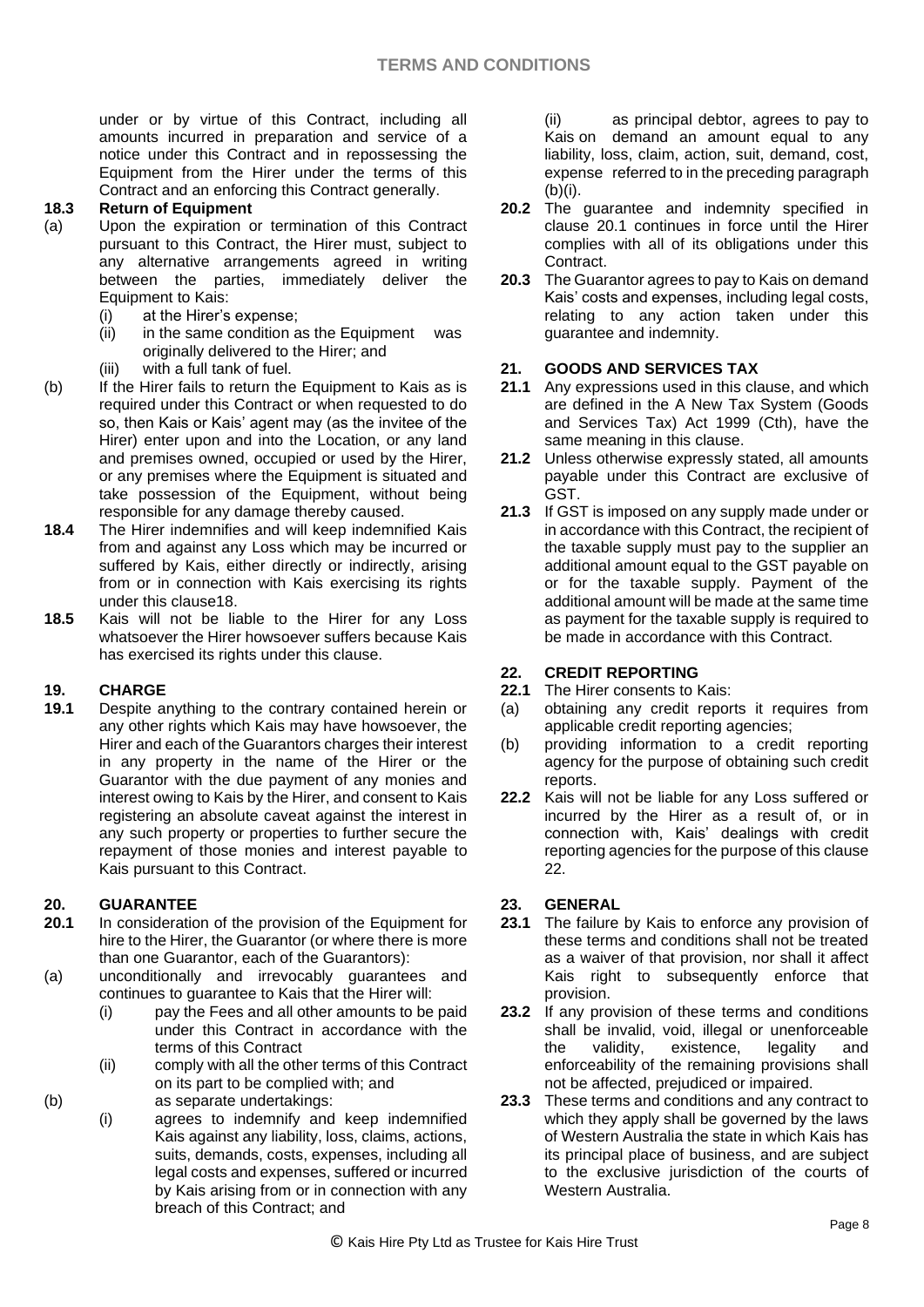under or by virtue of this Contract, including all amounts incurred in preparation and service of a notice under this Contract and in repossessing the Equipment from the Hirer under the terms of this Contract and an enforcing this Contract generally.

**18.3 Return of Equipment**

(a) Upon the expiration or termination of this Contract pursuant to this Contract, the Hirer must, subject to any alternative arrangements agreed in writing between the parties, immediately deliver the Equipment to Kais:

(i) at the Hirer's expense;

(ii) in the same condition as the Equipment was originally delivered to the Hirer; and

(iii) with a full tank of fuel.

(b) If the Hirer fails to return the Equipment to Kais as is required under this Contract or when requested to do so, then Kais or Kais' agent may (as the invitee of the Hirer) enter upon and into the Location, or any land and premises owned, occupied or used by the Hirer, or any premises where the Equipment is situated and take possession of the Equipment, without being responsible for any damage thereby caused.

**18.4** The Hirer indemnifies and will keep indemnified Kais from and against any Loss which may be incurred or suffered by Kais, either directly or indirectly, arising from or in connection with Kais exercising its rights under this clause18.

**18.5** Kais will not be liable to the Hirer for any Loss whatsoever the Hirer howsoever suffers because Kais has exercised its rights under this clause.

## 19. CHARGE

**19.1** Despite anything to the contrary contained herein or any other rights which Kais may have howsoever, the Hirer and each of the Guarantors charges their interest in any property in the name of the Hirer or the Guarantor with the due payment of any monies and interest owing to Kais by the Hirer, and consent to Kais registering an absolute caveat against the interest in any such property or properties to further secure the repayment of those monies and interest payable to Kais pursuant to this Contract.

## 20. GUARANTEE

**20.1** In consideration of the provision of the Equipment for hire to the Hirer, the Guarantor (or where there is more than one Guarantor, each of the Guarantors):

(a) unconditionally and irrevocably guarantees and continues to guarantee to Kais that the Hirer will:

(i) pay the Fees and all other amounts to be paid under this Contract in accordance with the terms of this Contract

(ii) comply with all the other terms of this Contract on its part to be complied with; and

(b) as separate undertakings:

(i) agrees to indemnify and keep indemnified Kais against any liability, loss, claims, actions, suits, demands, costs, expenses, including all legal costs and expenses, suffered or incurred by Kais arising from or in connection with any breach of this Contract; and

(ii) as principal debtor, agrees to pay to Kais on demand an amount equal to any liability, loss, claim, action, suit, demand, cost, expense referred to in the preceding paragraph (b)(i).

**20.2** The guarantee and indemnity specified in clause 20.1 continues in force until the Hirer complies with all of its obligations under this Contract.

**20.3** The Guarantor agrees to pay to Kais on demand Kais' costs and expenses, including legal costs, relating to any action taken under this guarantee and indemnity.

## 21. GOODS AND SERVICES TAX

**21.1** Any expressions used in this clause, and which are defined in the A New Tax System (Goods and Services Tax) Act 1999 (Cth), have the same meaning in this clause.

**21.2** Unless otherwise expressly stated, all amounts payable under this Contract are exclusive of GST.

**21.3** If GST is imposed on any supply made under or in accordance with this Contract, the recipient of the taxable supply must pay to the supplier an additional amount equal to the GST payable on or for the taxable supply. Payment of the additional amount will be made at the same time as payment for the taxable supply is required to be made in accordance with this Contract.

## 22. CREDIT REPORTING

**22.1** The Hirer consents to Kais:

(a) obtaining any credit reports it requires from applicable credit reporting agencies;

(b) providing information to a credit reporting agency for the purpose of obtaining such credit reports.

**22.2** Kais will not be liable for any Loss suffered or incurred by the Hirer as a result of, or in connection with, Kais' dealings with credit reporting agencies for the purpose of this clause 22.

## 23. GENERAL

**23.1** The failure by Kais to enforce any provision of these terms and conditions shall not be treated as a waiver of that provision, nor shall it affect Kais right to subsequently enforce that provision.

**23.2** If any provision of these terms and conditions shall be invalid, void, illegal or unenforceable the validity, existence, legality and enforceability of the remaining provisions shall not be affected, prejudiced or impaired.

**23.3** These terms and conditions and any contract to which they apply shall be governed by the laws of Western Australia the state in which Kais has its principal place of business, and are subject to the exclusive jurisdiction of the courts of Western Australia.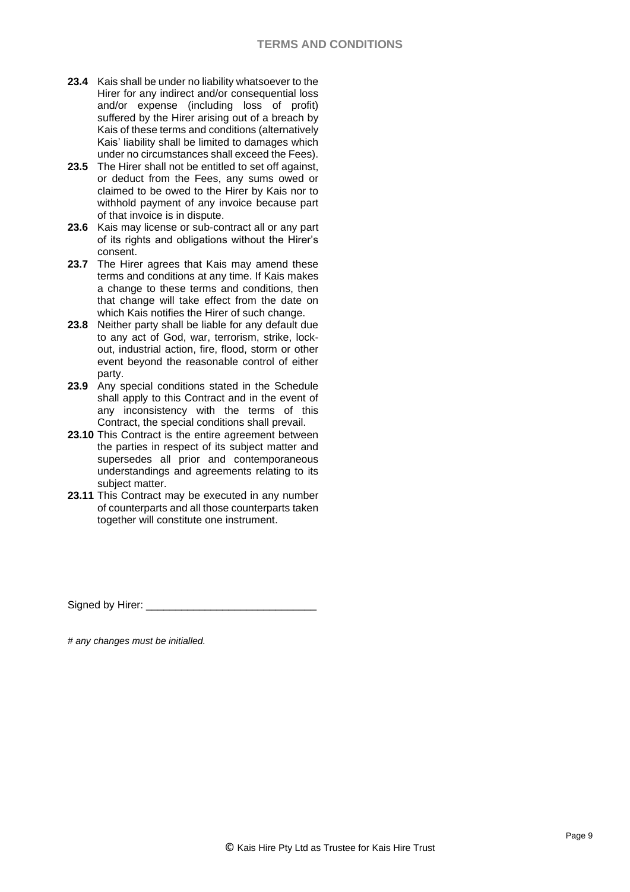**23.4** Kais shall be under no liability whatsoever to the Hirer for any indirect and/or consequential loss and/or expense (including loss of profit) suffered by the Hirer arising out of a breach by Kais of these terms and conditions (alternatively Kais' liability shall be limited to damages which under no circumstances shall exceed the Fees).

**23.5** The Hirer shall not be entitled to set off against, or deduct from the Fees, any sums owed or claimed to be owed to the Hirer by Kais nor to withhold payment of any invoice because part of that invoice is in dispute.

**23.6** Kais may license or sub-contract all or any part of its rights and obligations without the Hirer's consent.

**23.7** The Hirer agrees that Kais may amend these terms and conditions at any time. If Kais makes a change to these terms and conditions, then that change will take effect from the date on which Kais notifies the Hirer of such change.

**23.8** Neither party shall be liable for any default due to any act of God, war, terrorism, strike, lock-out, industrial action, fire, flood, storm or other event beyond the reasonable control of either party.

**23.9** Any special conditions stated in the Schedule shall apply to this Contract and in the event of any inconsistency with the terms of this Contract, the special conditions shall prevail.

**23.10** This Contract is the entire agreement between the parties in respect of its subject matter and supersedes all prior and contemporaneous understandings and agreements relating to its subject matter.

**23.11** This Contract may be executed in any number of counterparts and all those counterparts taken together will constitute one instrument.

Signed by Hirer: ____________________________

*# any changes must be initialled.*

© Kais Hire Pty Ltd as Trustee for Kais Hire Trust